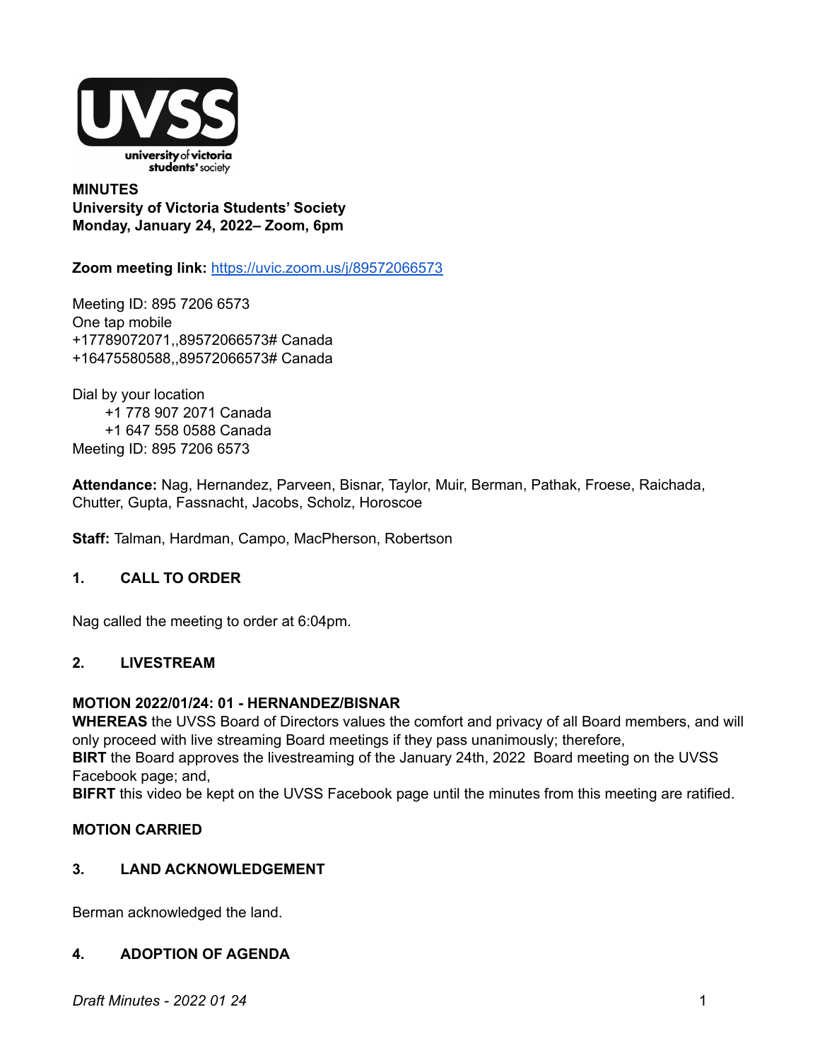**MINUTES**
**University of Victoria Students' Society**
**Monday, January 24, 2022– Zoom, 6pm**

**Zoom meeting link:** https://uvic.zoom.us/j/89572066573

Meeting ID: 895 7206 6573
One tap mobile
+17789072071,,89572066573# Canada
+16475580588,,89572066573# Canada

Dial by your location
+1 778 907 2071 Canada
+1 647 558 0588 Canada
Meeting ID: 895 7206 6573

**Attendance:** Nag, Hernandez, Parveen, Bisnar, Taylor, Muir, Berman, Pathak, Froese, Raichada, Chutter, Gupta, Fassnacht, Jacobs, Scholz, Horoscoe

**Staff:** Talman, Hardman, Campo, MacPherson, Robertson

## 1. CALL TO ORDER

Nag called the meeting to order at 6:04pm.

## 2. LIVESTREAM

**MOTION 2022/01/24: 01 - HERNANDEZ/BISNAR**
**WHEREAS** the UVSS Board of Directors values the comfort and privacy of all Board members, and will only proceed with live streaming Board meetings if they pass unanimously; therefore,
**BIRT** the Board approves the livestreaming of the January 24th, 2022 Board meeting on the UVSS Facebook page; and,
**BIFRT** this video be kept on the UVSS Facebook page until the minutes from this meeting are ratified.

**MOTION CARRIED**

## 3. LAND ACKNOWLEDGEMENT

Berman acknowledged the land.

## 4. ADOPTION OF AGENDA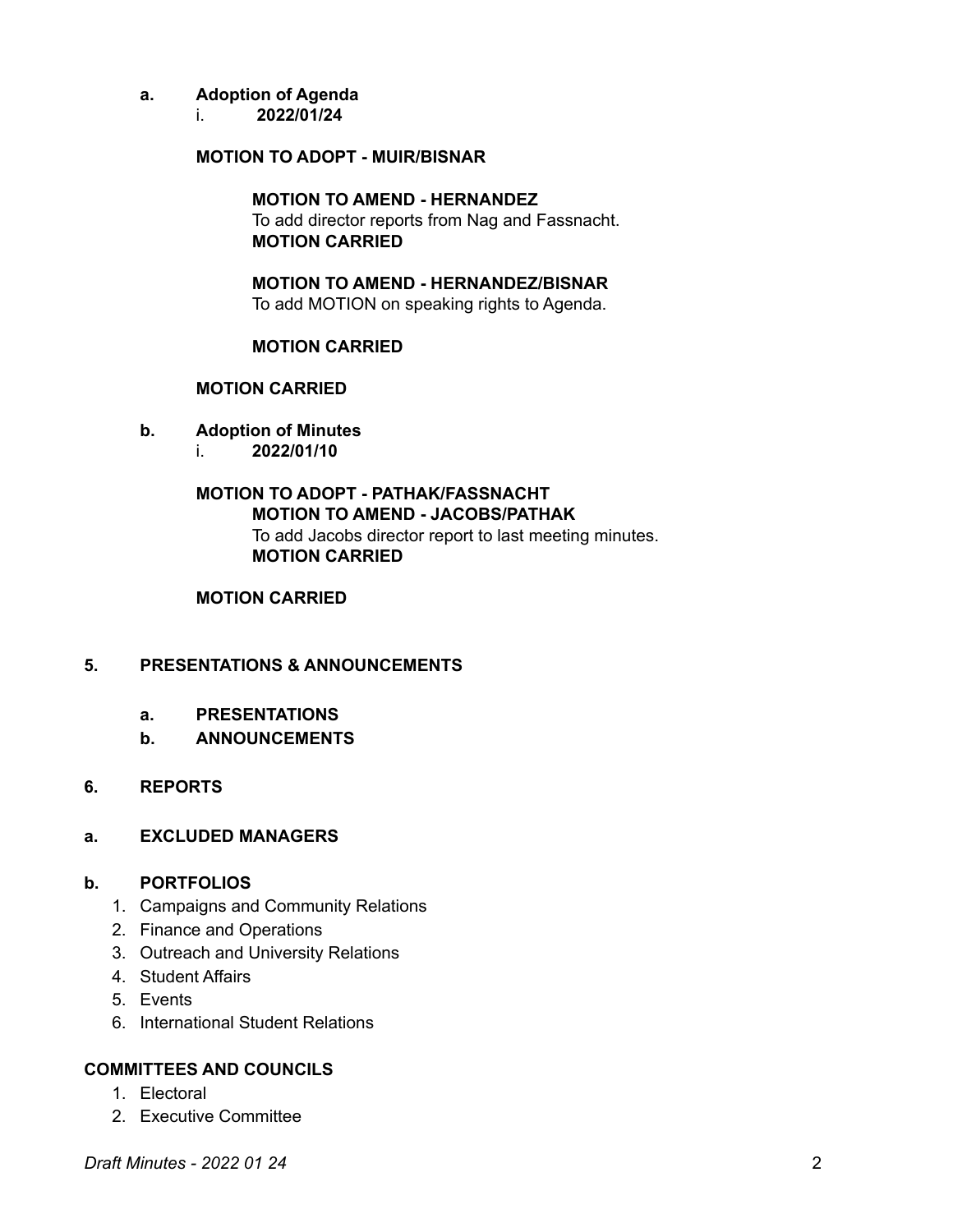**a. Adoption of Agenda**

i. **2022/01/24**

**MOTION TO ADOPT - MUIR/BISNAR**

**MOTION TO AMEND - HERNANDEZ**
To add director reports from Nag and Fassnacht.
**MOTION CARRIED**

**MOTION TO AMEND - HERNANDEZ/BISNAR**
To add MOTION on speaking rights to Agenda.

**MOTION CARRIED**

**MOTION CARRIED**

**b. Adoption of Minutes**

i. **2022/01/10**

**MOTION TO ADOPT - PATHAK/FASSNACHT**

**MOTION TO AMEND - JACOBS/PATHAK**
To add Jacobs director report to last meeting minutes.
**MOTION CARRIED**

**MOTION CARRIED**

## 5. PRESENTATIONS & ANNOUNCEMENTS

### a. PRESENTATIONS

### b. ANNOUNCEMENTS

## 6. REPORTS

### a. EXCLUDED MANAGERS

### b. PORTFOLIOS

1. Campaigns and Community Relations
2. Finance and Operations
3. Outreach and University Relations
4. Student Affairs
5. Events
6. International Student Relations

### COMMITTEES AND COUNCILS

1. Electoral
2. Executive Committee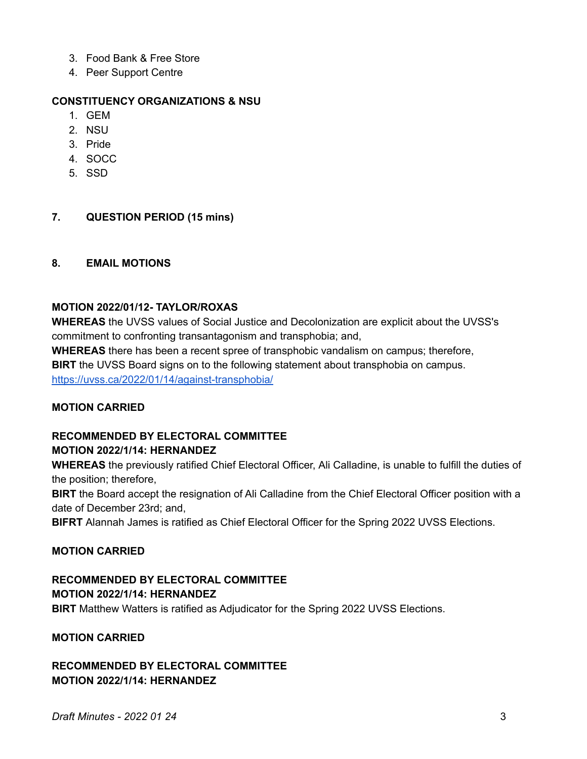3. Food Bank & Free Store
4. Peer Support Centre

**CONSTITUENCY ORGANIZATIONS & NSU**

1. GEM
2. NSU
3. Pride
4. SOCC
5. SSD

## 7. QUESTION PERIOD (15 mins)

## 8. EMAIL MOTIONS

**MOTION 2022/01/12- TAYLOR/ROXAS**

**WHEREAS** the UVSS values of Social Justice and Decolonization are explicit about the UVSS's commitment to confronting transantagonism and transphobia; and,
**WHEREAS** there has been a recent spree of transphobic vandalism on campus; therefore,
**BIRT** the UVSS Board signs on to the following statement about transphobia on campus.
[https://uvss.ca/2022/01/14/against-transphobia/](https://uvss.ca/2022/01/14/against-transphobia/)

**MOTION CARRIED**

**RECOMMENDED BY ELECTORAL COMMITTEE**
**MOTION 2022/1/14: HERNANDEZ**

**WHEREAS** the previously ratified Chief Electoral Officer, Ali Calladine, is unable to fulfill the duties of the position; therefore,
**BIRT** the Board accept the resignation of Ali Calladine from the Chief Electoral Officer position with a date of December 23rd; and,
**BIFRT** Alannah James is ratified as Chief Electoral Officer for the Spring 2022 UVSS Elections.

**MOTION CARRIED**

**RECOMMENDED BY ELECTORAL COMMITTEE**
**MOTION 2022/1/14: HERNANDEZ**

**BIRT** Matthew Watters is ratified as Adjudicator for the Spring 2022 UVSS Elections.

**MOTION CARRIED**

**RECOMMENDED BY ELECTORAL COMMITTEE**
**MOTION 2022/1/14: HERNANDEZ**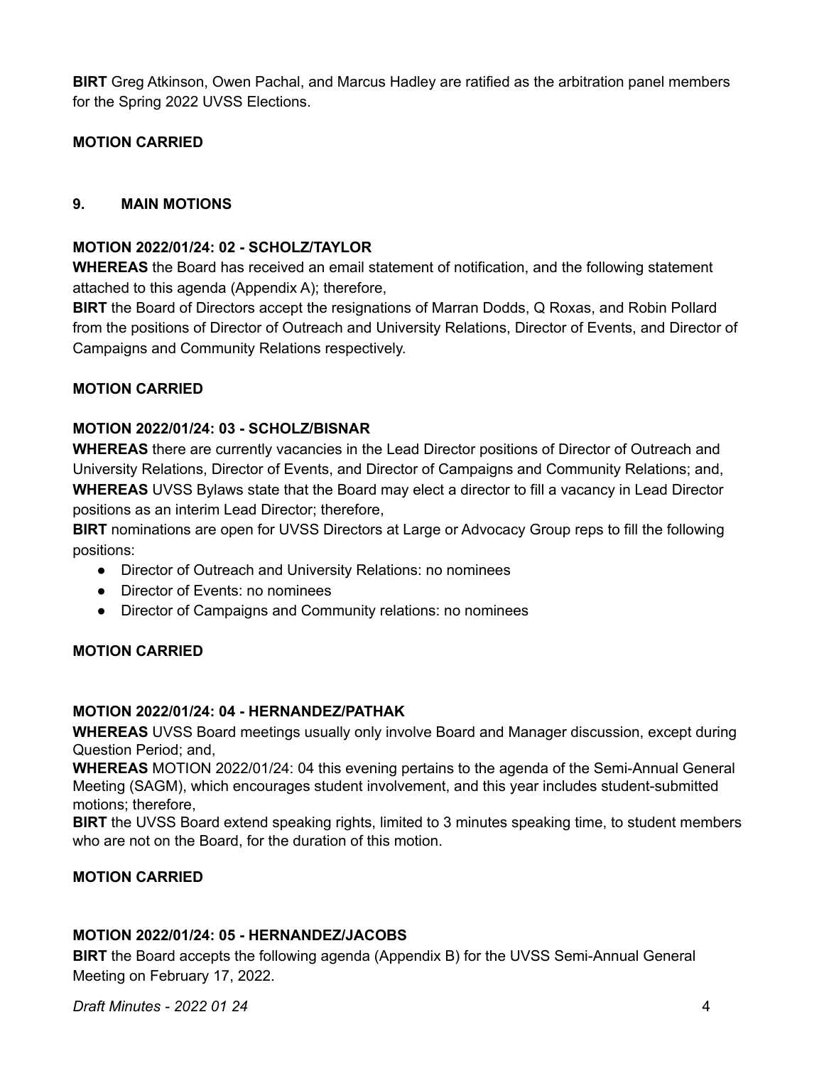**BIRT** Greg Atkinson, Owen Pachal, and Marcus Hadley are ratified as the arbitration panel members for the Spring 2022 UVSS Elections.

**MOTION CARRIED**

## 9. MAIN MOTIONS

**MOTION 2022/01/24: 02 - SCHOLZ/TAYLOR**
**WHEREAS** the Board has received an email statement of notification, and the following statement attached to this agenda (Appendix A); therefore,
**BIRT** the Board of Directors accept the resignations of Marran Dodds, Q Roxas, and Robin Pollard from the positions of Director of Outreach and University Relations, Director of Events, and Director of Campaigns and Community Relations respectively.

**MOTION CARRIED**

**MOTION 2022/01/24: 03 - SCHOLZ/BISNAR**
**WHEREAS** there are currently vacancies in the Lead Director positions of Director of Outreach and University Relations, Director of Events, and Director of Campaigns and Community Relations; and,
**WHEREAS** UVSS Bylaws state that the Board may elect a director to fill a vacancy in Lead Director positions as an interim Lead Director; therefore,
**BIRT** nominations are open for UVSS Directors at Large or Advocacy Group reps to fill the following positions:

- Director of Outreach and University Relations: no nominees
- Director of Events: no nominees
- Director of Campaigns and Community relations: no nominees

**MOTION CARRIED**

**MOTION 2022/01/24: 04 - HERNANDEZ/PATHAK**
**WHEREAS** UVSS Board meetings usually only involve Board and Manager discussion, except during Question Period; and,
**WHEREAS** MOTION 2022/01/24: 04 this evening pertains to the agenda of the Semi-Annual General Meeting (SAGM), which encourages student involvement, and this year includes student-submitted motions; therefore,
**BIRT** the UVSS Board extend speaking rights, limited to 3 minutes speaking time, to student members who are not on the Board, for the duration of this motion.

**MOTION CARRIED**

**MOTION 2022/01/24: 05 - HERNANDEZ/JACOBS**
**BIRT** the Board accepts the following agenda (Appendix B) for the UVSS Semi-Annual General Meeting on February 17, 2022.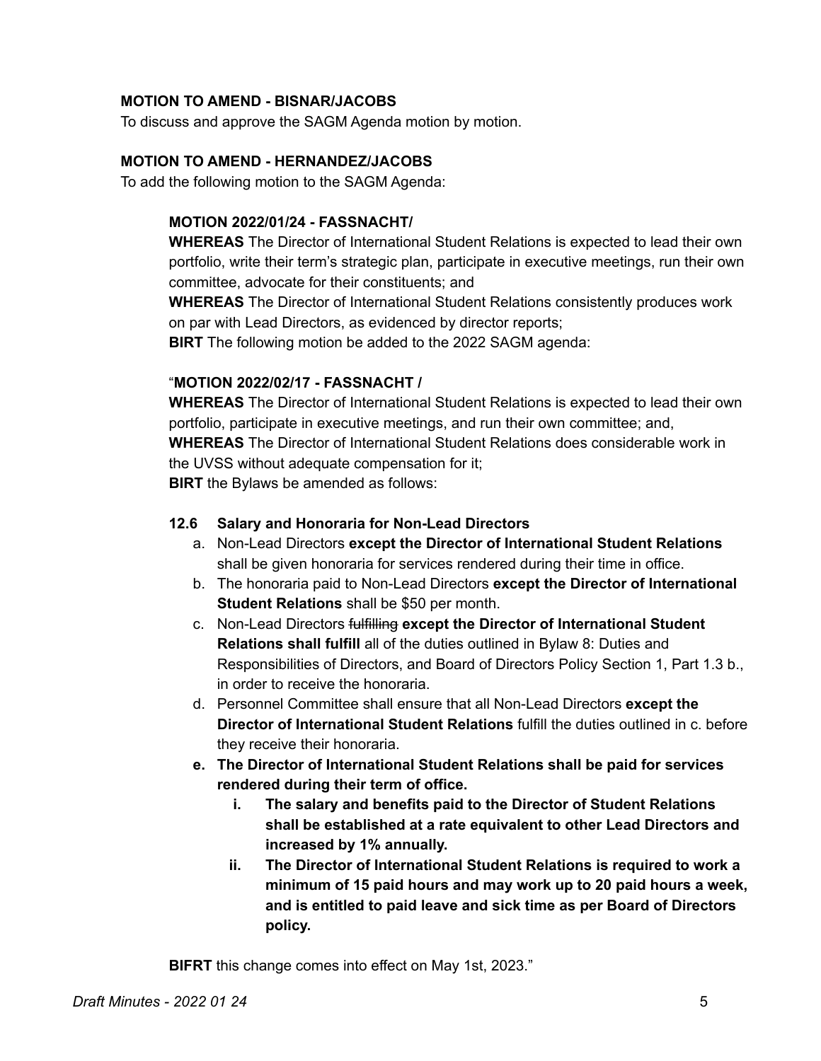**MOTION TO AMEND - BISNAR/JACOBS**

To discuss and approve the SAGM Agenda motion by motion.

**MOTION TO AMEND - HERNANDEZ/JACOBS**

To add the following motion to the SAGM Agenda:

> **MOTION 2022/01/24 - FASSNACHT/**
>
> **WHEREAS** The Director of International Student Relations is expected to lead their own portfolio, write their term's strategic plan, participate in executive meetings, run their own committee, advocate for their constituents; and
>
> **WHEREAS** The Director of International Student Relations consistently produces work on par with Lead Directors, as evidenced by director reports;
>
> **BIRT** The following motion be added to the 2022 SAGM agenda:
>
> "**MOTION 2022/02/17 - FASSNACHT /**
>
> **WHEREAS** The Director of International Student Relations is expected to lead their own portfolio, participate in executive meetings, and run their own committee; and,
>
> **WHEREAS** The Director of International Student Relations does considerable work in the UVSS without adequate compensation for it;
>
> **BIRT** the Bylaws be amended as follows:
>
> **12.6 Salary and Honoraria for Non-Lead Directors**
>
> a. Non-Lead Directors **except the Director of International Student Relations** shall be given honoraria for services rendered during their time in office.
>
> b. The honoraria paid to Non-Lead Directors **except the Director of International Student Relations** shall be $50 per month.
>
> c. Non-Lead Directors ~~fulfilling~~ **except the Director of International Student Relations shall fulfill** all of the duties outlined in Bylaw 8: Duties and Responsibilities of Directors, and Board of Directors Policy Section 1, Part 1.3 b., in order to receive the honoraria.
>
> d. Personnel Committee shall ensure that all Non-Lead Directors **except the Director of International Student Relations** fulfill the duties outlined in c. before they receive their honoraria.
>
> **e. The Director of International Student Relations shall be paid for services rendered during their term of office.**
>
> **i. The salary and benefits paid to the Director of Student Relations shall be established at a rate equivalent to other Lead Directors and increased by 1% annually.**
>
> **ii. The Director of International Student Relations is required to work a minimum of 15 paid hours and may work up to 20 paid hours a week, and is entitled to paid leave and sick time as per Board of Directors policy.**
>
> **BIFRT** this change comes into effect on May 1st, 2023."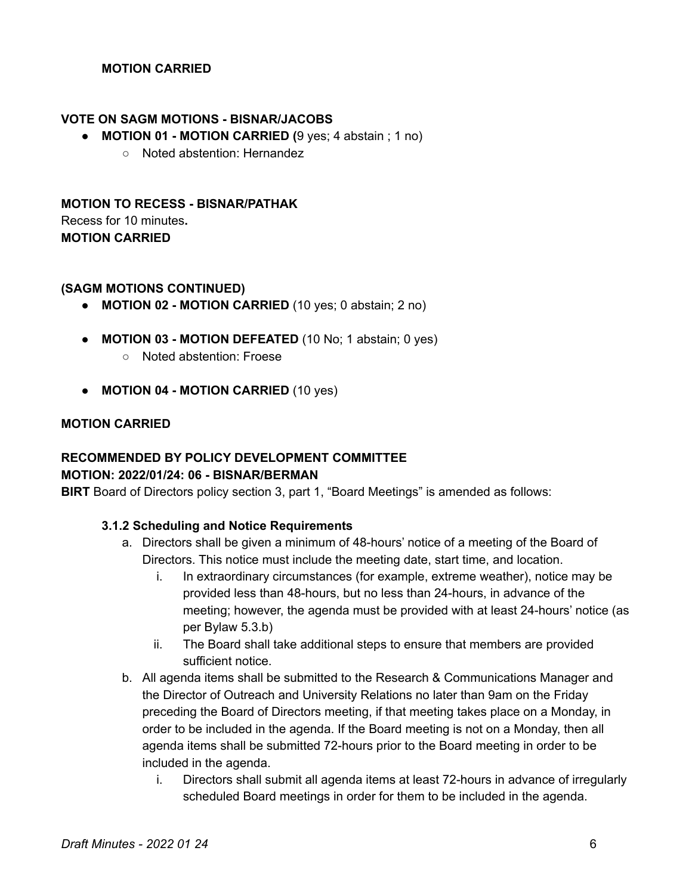**MOTION CARRIED**

**VOTE ON SAGM MOTIONS - BISNAR/JACOBS**

- **MOTION 01 - MOTION CARRIED (**9 yes; 4 abstain ; 1 no)
  - Noted abstention: Hernandez

**MOTION TO RECESS - BISNAR/PATHAK**

Recess for 10 minutes**.**

**MOTION CARRIED**

**(SAGM MOTIONS CONTINUED)**

- **MOTION 02 - MOTION CARRIED** (10 yes; 0 abstain; 2 no)

- **MOTION 03 - MOTION DEFEATED** (10 No; 1 abstain; 0 yes)
  - Noted abstention: Froese

- **MOTION 04 - MOTION CARRIED** (10 yes)

**MOTION CARRIED**

**RECOMMENDED BY POLICY DEVELOPMENT COMMITTEE**

**MOTION: 2022/01/24: 06 - BISNAR/BERMAN**

**BIRT** Board of Directors policy section 3, part 1, "Board Meetings" is amended as follows:

**3.1.2 Scheduling and Notice Requirements**

a. Directors shall be given a minimum of 48-hours' notice of a meeting of the Board of Directors. This notice must include the meeting date, start time, and location.
    i. In extraordinary circumstances (for example, extreme weather), notice may be provided less than 48-hours, but no less than 24-hours, in advance of the meeting; however, the agenda must be provided with at least 24-hours' notice (as per Bylaw 5.3.b)
    ii. The Board shall take additional steps to ensure that members are provided sufficient notice.
b. All agenda items shall be submitted to the Research & Communications Manager and the Director of Outreach and University Relations no later than 9am on the Friday preceding the Board of Directors meeting, if that meeting takes place on a Monday, in order to be included in the agenda. If the Board meeting is not on a Monday, then all agenda items shall be submitted 72-hours prior to the Board meeting in order to be included in the agenda.
    i. Directors shall submit all agenda items at least 72-hours in advance of irregularly scheduled Board meetings in order for them to be included in the agenda.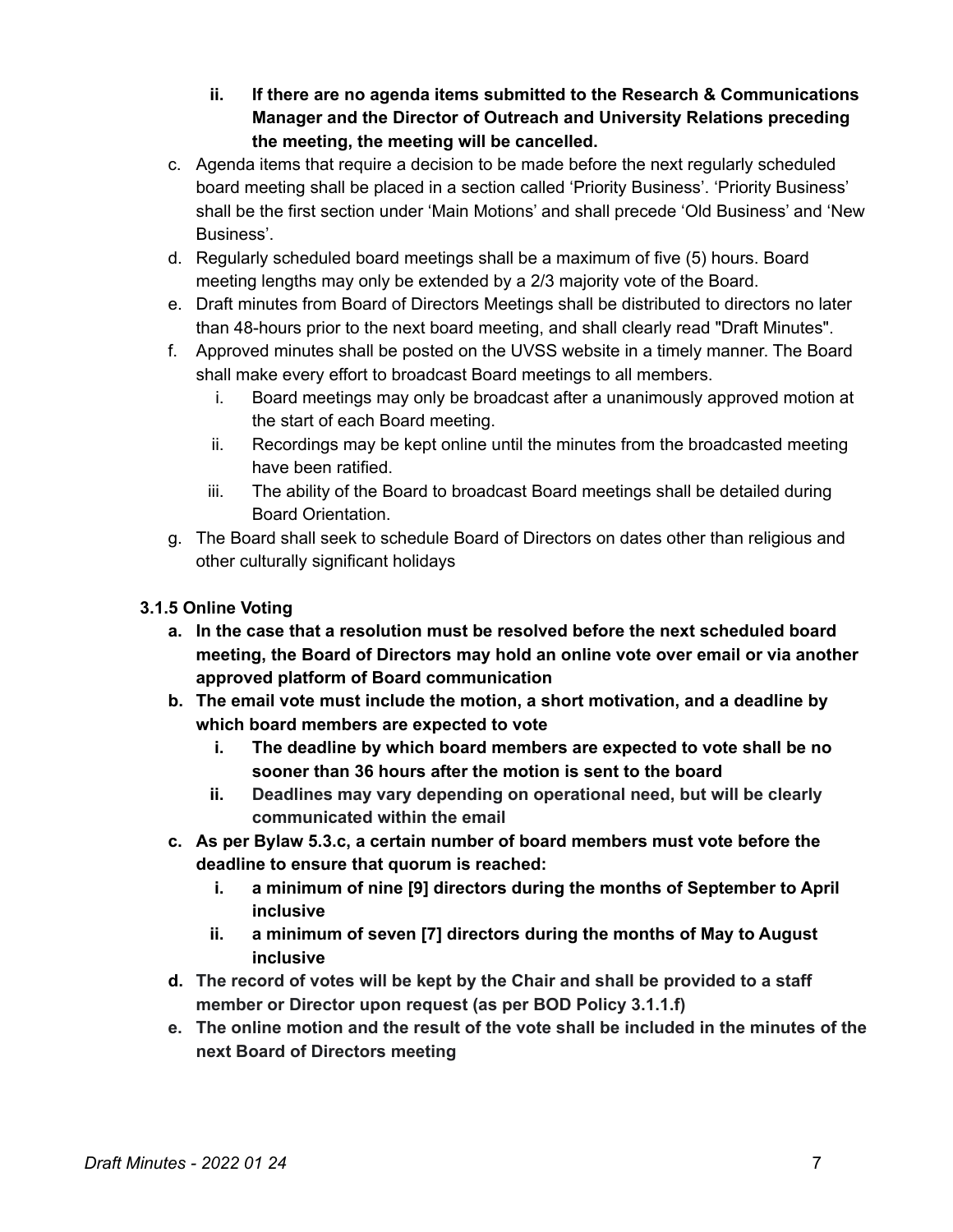- **ii. If there are no agenda items submitted to the Research & Communications Manager and the Director of Outreach and University Relations preceding the meeting, the meeting will be cancelled.**

c. Agenda items that require a decision to be made before the next regularly scheduled board meeting shall be placed in a section called 'Priority Business'. 'Priority Business' shall be the first section under 'Main Motions' and shall precede 'Old Business' and 'New Business'.

d. Regularly scheduled board meetings shall be a maximum of five (5) hours. Board meeting lengths may only be extended by a 2/3 majority vote of the Board.

e. Draft minutes from Board of Directors Meetings shall be distributed to directors no later than 48-hours prior to the next board meeting, and shall clearly read "Draft Minutes".

f. Approved minutes shall be posted on the UVSS website in a timely manner. The Board shall make every effort to broadcast Board meetings to all members.
   - i. Board meetings may only be broadcast after a unanimously approved motion at the start of each Board meeting.
   - ii. Recordings may be kept online until the minutes from the broadcasted meeting have been ratified.
   - iii. The ability of the Board to broadcast Board meetings shall be detailed during Board Orientation.

g. The Board shall seek to schedule Board of Directors on dates other than religious and other culturally significant holidays

**3.1.5 Online Voting**

**a. In the case that a resolution must be resolved before the next scheduled board meeting, the Board of Directors may hold an online vote over email or via another approved platform of Board communication**

**b. The email vote must include the motion, a short motivation, and a deadline by which board members are expected to vote**
   - **i. The deadline by which board members are expected to vote shall be no sooner than 36 hours after the motion is sent to the board**
   - **ii. Deadlines may vary depending on operational need, but will be clearly communicated within the email**

**c. As per Bylaw 5.3.c, a certain number of board members must vote before the deadline to ensure that quorum is reached:**
   - **i. a minimum of nine [9] directors during the months of September to April inclusive**
   - **ii. a minimum of seven [7] directors during the months of May to August inclusive**

**d. The record of votes will be kept by the Chair and shall be provided to a staff member or Director upon request (as per BOD Policy 3.1.1.f)**

**e. The online motion and the result of the vote shall be included in the minutes of the next Board of Directors meeting**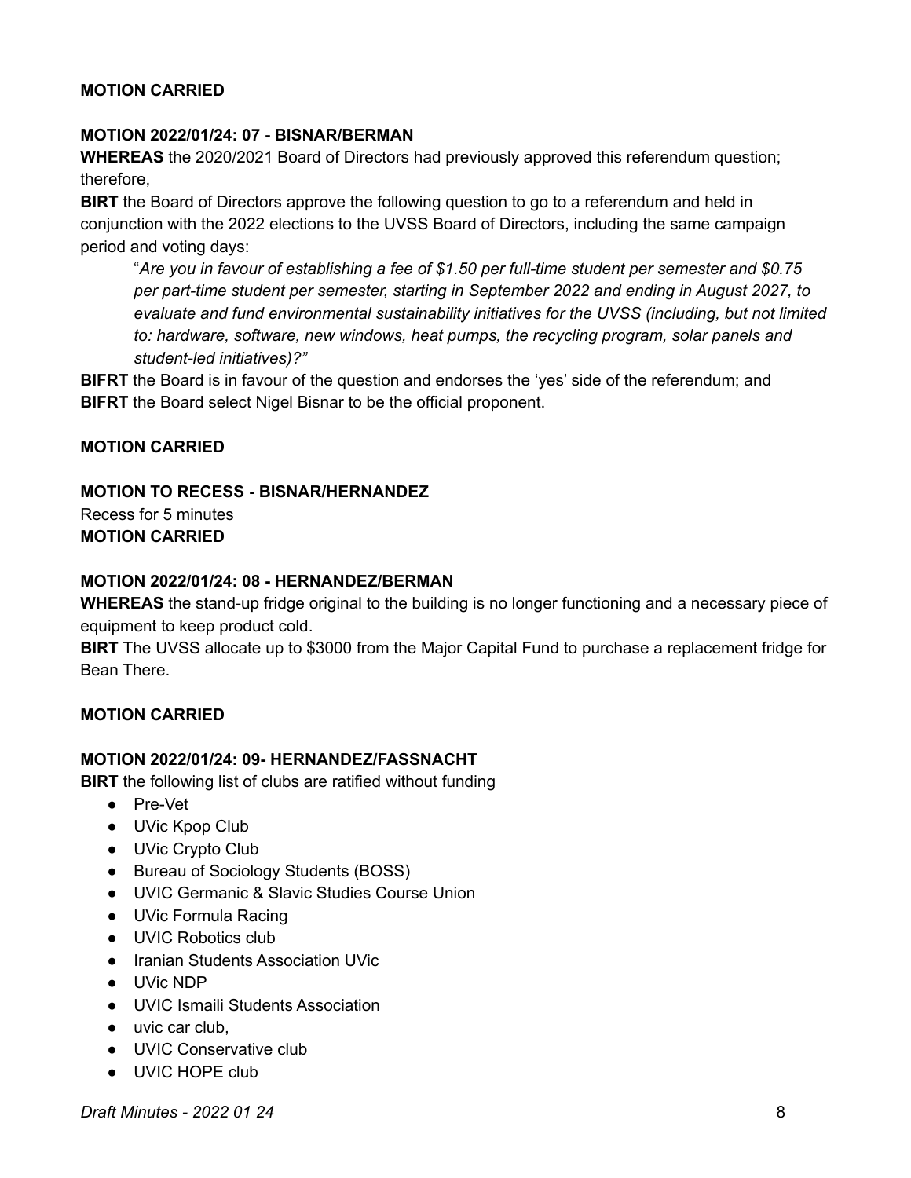**MOTION CARRIED**

**MOTION 2022/01/24: 07 - BISNAR/BERMAN**

**WHEREAS** the 2020/2021 Board of Directors had previously approved this referendum question; therefore,

**BIRT** the Board of Directors approve the following question to go to a referendum and held in conjunction with the 2022 elections to the UVSS Board of Directors, including the same campaign period and voting days:

> "*Are you in favour of establishing a fee of $1.50 per full-time student per semester and $0.75 per part-time student per semester, starting in September 2022 and ending in August 2027, to evaluate and fund environmental sustainability initiatives for the UVSS (including, but not limited to: hardware, software, new windows, heat pumps, the recycling program, solar panels and student-led initiatives)?"*

**BIFRT** the Board is in favour of the question and endorses the 'yes' side of the referendum; and

**BIFRT** the Board select Nigel Bisnar to be the official proponent.

**MOTION CARRIED**

**MOTION TO RECESS - BISNAR/HERNANDEZ**

Recess for 5 minutes

**MOTION CARRIED**

**MOTION 2022/01/24: 08 - HERNANDEZ/BERMAN**

**WHEREAS** the stand-up fridge original to the building is no longer functioning and a necessary piece of equipment to keep product cold.

**BIRT** The UVSS allocate up to $3000 from the Major Capital Fund to purchase a replacement fridge for Bean There.

**MOTION CARRIED**

**MOTION 2022/01/24: 09- HERNANDEZ/FASSNACHT**

**BIRT** the following list of clubs are ratified without funding

- Pre-Vet
- UVic Kpop Club
- UVic Crypto Club
- Bureau of Sociology Students (BOSS)
- UVIC Germanic & Slavic Studies Course Union
- UVic Formula Racing
- UVIC Robotics club
- Iranian Students Association UVic
- UVic NDP
- UVIC Ismaili Students Association
- uvic car club,
- UVIC Conservative club
- UVIC HOPE club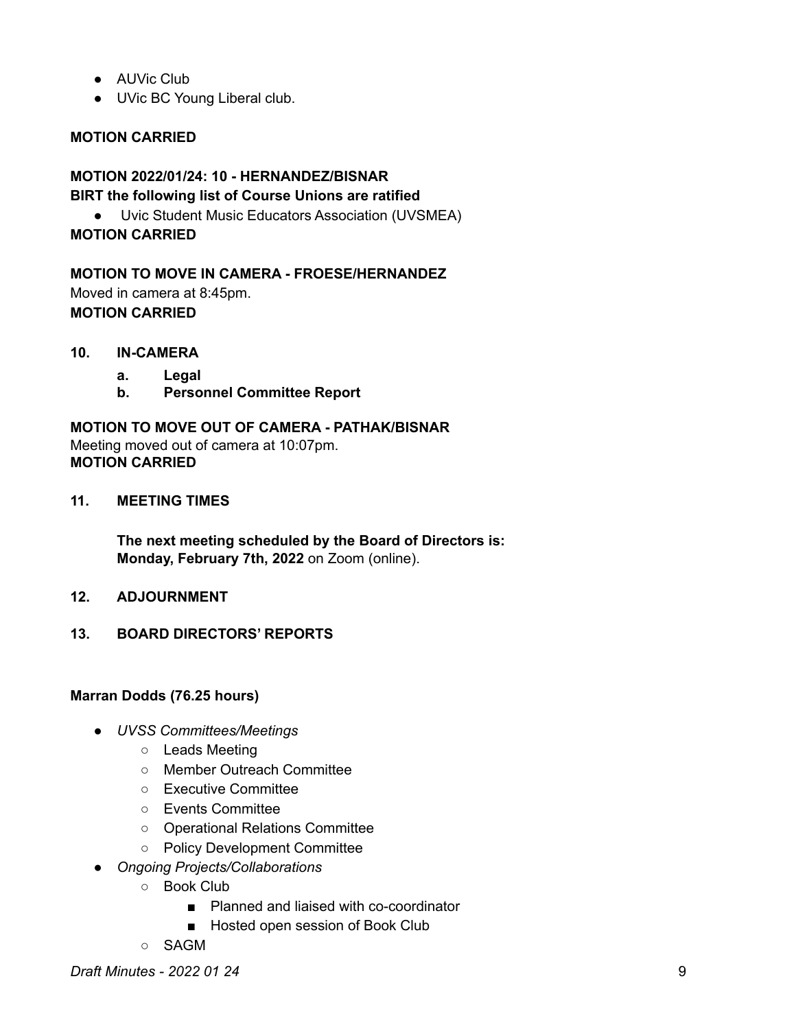- AUVic Club
- UVic BC Young Liberal club.

**MOTION CARRIED**

**MOTION 2022/01/24: 10 - HERNANDEZ/BISNAR**
**BIRT the following list of Course Unions are ratified**

- Uvic Student Music Educators Association (UVSMEA)

**MOTION CARRIED**

**MOTION TO MOVE IN CAMERA - FROESE/HERNANDEZ**
Moved in camera at 8:45pm.
**MOTION CARRIED**

**10. IN-CAMERA**

**a. Legal**
**b. Personnel Committee Report**

**MOTION TO MOVE OUT OF CAMERA - PATHAK/BISNAR**
Meeting moved out of camera at 10:07pm.
**MOTION CARRIED**

**11. MEETING TIMES**

**The next meeting scheduled by the Board of Directors is:**
**Monday, February 7th, 2022** on Zoom (online).

**12. ADJOURNMENT**

**13. BOARD DIRECTORS' REPORTS**

**Marran Dodds (76.25 hours)**

- *UVSS Committees/Meetings*
  - Leads Meeting
  - Member Outreach Committee
  - Executive Committee
  - Events Committee
  - Operational Relations Committee
  - Policy Development Committee
- *Ongoing Projects/Collaborations*
  - Book Club
    - Planned and liaised with co-coordinator
    - Hosted open session of Book Club
  - SAGM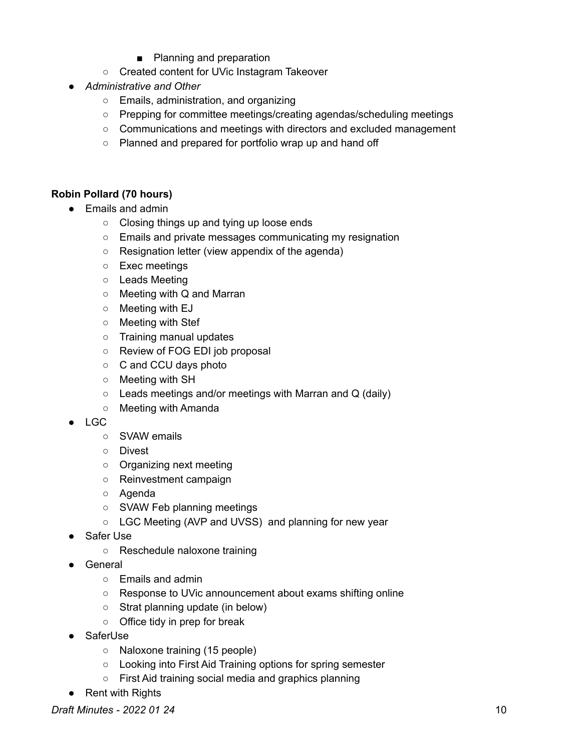- Planning and preparation
    - Created content for UVic Instagram Takeover
- *Administrative and Other*
    - Emails, administration, and organizing
    - Prepping for committee meetings/creating agendas/scheduling meetings
    - Communications and meetings with directors and excluded management
    - Planned and prepared for portfolio wrap up and hand off

**Robin Pollard (70 hours)**

- Emails and admin
    - Closing things up and tying up loose ends
    - Emails and private messages communicating my resignation
    - Resignation letter (view appendix of the agenda)
    - Exec meetings
    - Leads Meeting
    - Meeting with Q and Marran
    - Meeting with EJ
    - Meeting with Stef
    - Training manual updates
    - Review of FOG EDI job proposal
    - C and CCU days photo
    - Meeting with SH
    - Leads meetings and/or meetings with Marran and Q (daily)
    - Meeting with Amanda
- LGC
    - SVAW emails
    - Divest
    - Organizing next meeting
    - Reinvestment campaign
    - Agenda
    - SVAW Feb planning meetings
    - LGC Meeting (AVP and UVSS) and planning for new year
- Safer Use
    - Reschedule naloxone training
- General
    - Emails and admin
    - Response to UVic announcement about exams shifting online
    - Strat planning update (in below)
    - Office tidy in prep for break
- SaferUse
    - Naloxone training (15 people)
    - Looking into First Aid Training options for spring semester
    - First Aid training social media and graphics planning
- Rent with Rights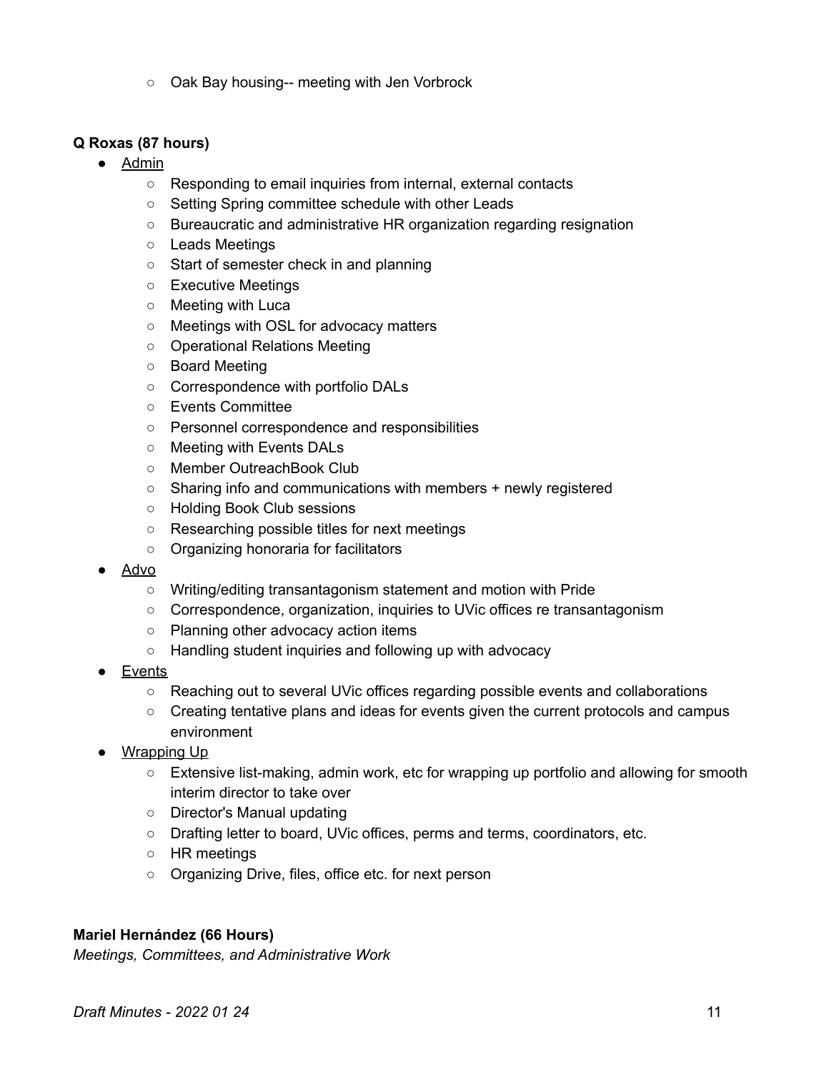- Oak Bay housing-- meeting with Jen Vorbrock

**Q Roxas (87 hours)**

- Admin
    - Responding to email inquiries from internal, external contacts
    - Setting Spring committee schedule with other Leads
    - Bureaucratic and administrative HR organization regarding resignation
    - Leads Meetings
    - Start of semester check in and planning
    - Executive Meetings
    - Meeting with Luca
    - Meetings with OSL for advocacy matters
    - Operational Relations Meeting
    - Board Meeting
    - Correspondence with portfolio DALs
    - Events Committee
    - Personnel correspondence and responsibilities
    - Meeting with Events DALs
    - Member OutreachBook Club
    - Sharing info and communications with members + newly registered
    - Holding Book Club sessions
    - Researching possible titles for next meetings
    - Organizing honoraria for facilitators
- Advo
    - Writing/editing transantagonism statement and motion with Pride
    - Correspondence, organization, inquiries to UVic offices re transantagonism
    - Planning other advocacy action items
    - Handling student inquiries and following up with advocacy
- Events
    - Reaching out to several UVic offices regarding possible events and collaborations
    - Creating tentative plans and ideas for events given the current protocols and campus environment
- Wrapping Up
    - Extensive list-making, admin work, etc for wrapping up portfolio and allowing for smooth interim director to take over
    - Director's Manual updating
    - Drafting letter to board, UVic offices, perms and terms, coordinators, etc.
    - HR meetings
    - Organizing Drive, files, office etc. for next person

**Mariel Hernández (66 Hours)**

*Meetings, Committees, and Administrative Work*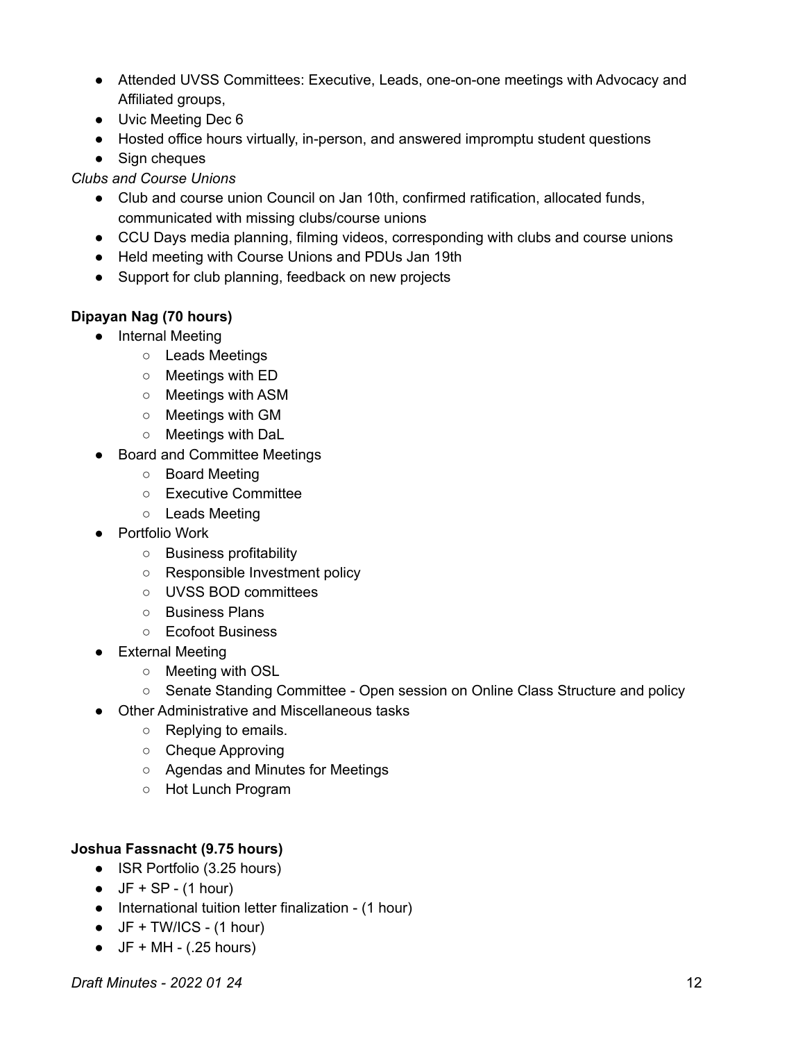- Attended UVSS Committees: Executive, Leads, one-on-one meetings with Advocacy and Affiliated groups,
- Uvic Meeting Dec 6
- Hosted office hours virtually, in-person, and answered impromptu student questions
- Sign cheques

*Clubs and Course Unions*

- Club and course union Council on Jan 10th, confirmed ratification, allocated funds, communicated with missing clubs/course unions
- CCU Days media planning, filming videos, corresponding with clubs and course unions
- Held meeting with Course Unions and PDUs Jan 19th
- Support for club planning, feedback on new projects

**Dipayan Nag (70 hours)**

- Internal Meeting
  - Leads Meetings
  - Meetings with ED
  - Meetings with ASM
  - Meetings with GM
  - Meetings with DaL
- Board and Committee Meetings
  - Board Meeting
  - Executive Committee
  - Leads Meeting
- Portfolio Work
  - Business profitability
  - Responsible Investment policy
  - UVSS BOD committees
  - Business Plans
  - Ecofoot Business
- External Meeting
  - Meeting with OSL
  - Senate Standing Committee - Open session on Online Class Structure and policy
- Other Administrative and Miscellaneous tasks
  - Replying to emails.
  - Cheque Approving
  - Agendas and Minutes for Meetings
  - Hot Lunch Program

**Joshua Fassnacht (9.75 hours)**

- ISR Portfolio (3.25 hours)
- JF + SP - (1 hour)
- International tuition letter finalization - (1 hour)
- JF + TW/ICS - (1 hour)
- JF + MH - (.25 hours)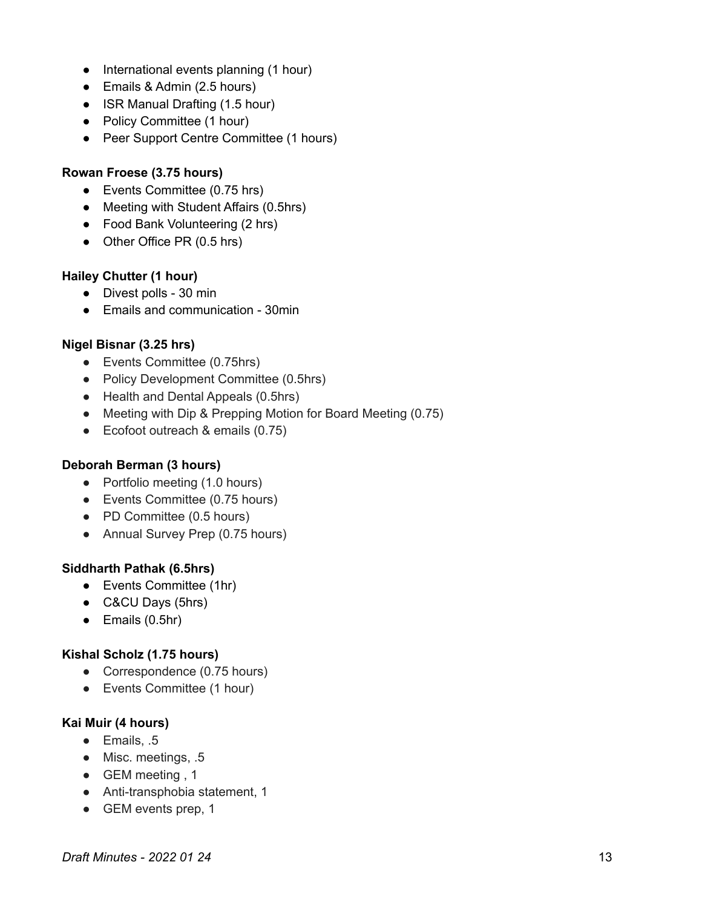- International events planning (1 hour)
- Emails & Admin (2.5 hours)
- ISR Manual Drafting (1.5 hour)
- Policy Committee (1 hour)
- Peer Support Centre Committee (1 hours)

**Rowan Froese (3.75 hours)**

- Events Committee (0.75 hrs)
- Meeting with Student Affairs (0.5hrs)
- Food Bank Volunteering (2 hrs)
- Other Office PR (0.5 hrs)

**Hailey Chutter (1 hour)**

- Divest polls - 30 min
- Emails and communication - 30min

**Nigel Bisnar (3.25 hrs)**

- Events Committee (0.75hrs)
- Policy Development Committee (0.5hrs)
- Health and Dental Appeals (0.5hrs)
- Meeting with Dip & Prepping Motion for Board Meeting (0.75)
- Ecofoot outreach & emails (0.75)

**Deborah Berman (3 hours)**

- Portfolio meeting (1.0 hours)
- Events Committee (0.75 hours)
- PD Committee (0.5 hours)
- Annual Survey Prep (0.75 hours)

**Siddharth Pathak (6.5hrs)**

- Events Committee (1hr)
- C&CU Days (5hrs)
- Emails (0.5hr)

**Kishal Scholz (1.75 hours)**

- Correspondence (0.75 hours)
- Events Committee (1 hour)

**Kai Muir (4 hours)**

- Emails, .5
- Misc. meetings, .5
- GEM meeting , 1
- Anti-transphobia statement, 1
- GEM events prep, 1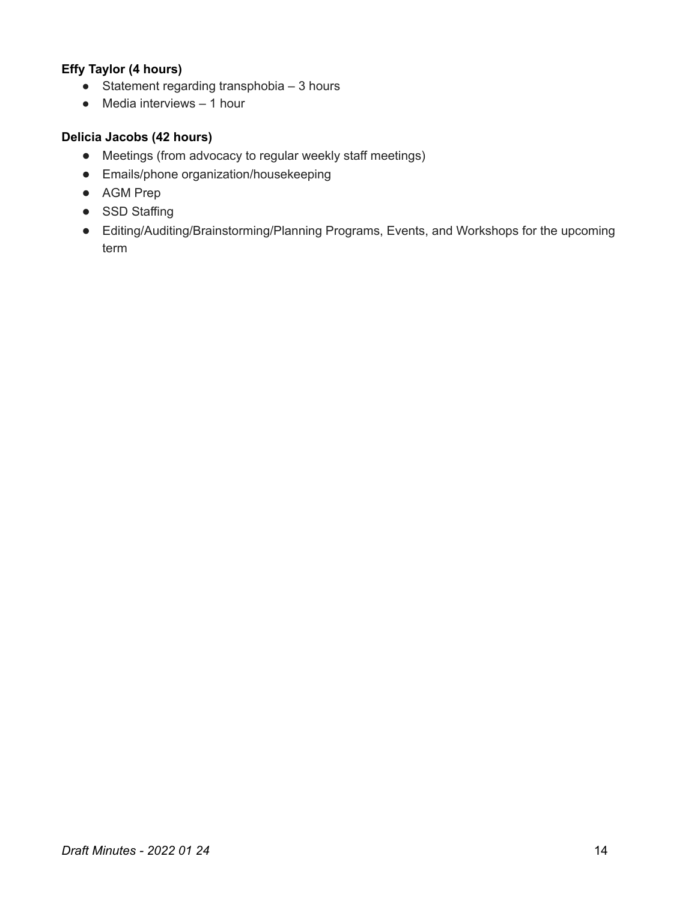**Effy Taylor (4 hours)**

- Statement regarding transphobia – 3 hours
- Media interviews – 1 hour

**Delicia Jacobs (42 hours)**

- Meetings (from advocacy to regular weekly staff meetings)
- Emails/phone organization/housekeeping
- AGM Prep
- SSD Staffing
- Editing/Auditing/Brainstorming/Planning Programs, Events, and Workshops for the upcoming term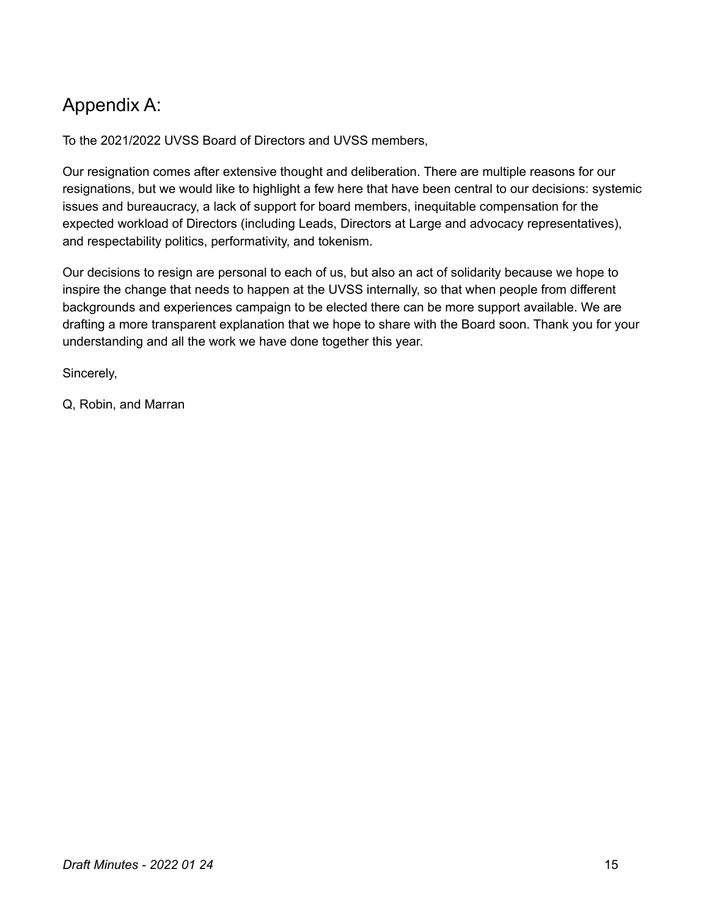# Appendix A:

To the 2021/2022 UVSS Board of Directors and UVSS members,

Our resignation comes after extensive thought and deliberation. There are multiple reasons for our resignations, but we would like to highlight a few here that have been central to our decisions: systemic issues and bureaucracy, a lack of support for board members, inequitable compensation for the expected workload of Directors (including Leads, Directors at Large and advocacy representatives), and respectability politics, performativity, and tokenism.

Our decisions to resign are personal to each of us, but also an act of solidarity because we hope to inspire the change that needs to happen at the UVSS internally, so that when people from different backgrounds and experiences campaign to be elected there can be more support available. We are drafting a more transparent explanation that we hope to share with the Board soon. Thank you for your understanding and all the work we have done together this year.

Sincerely,

Q, Robin, and Marran